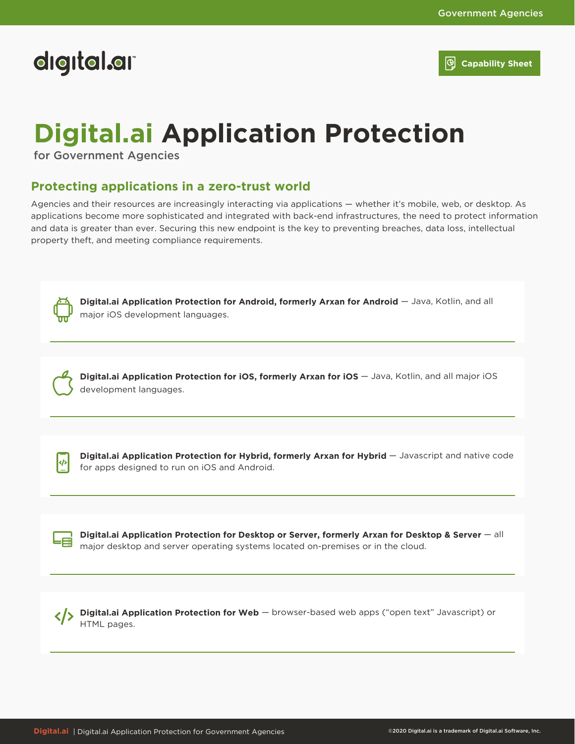digital.ai

**Capability Sheet**

# Digital.ai Application Protection

for Government Agencies

## Protecting applications in a zero-trust world

Agencies and their resources are increasingly interacting via applications — whether it's mobile, web, or desktop. As applications become more sophisticated and integrated with back-end infrastructures, the need to protect information and data is greater than ever. Securing this new endpoint is the key to preventing breaches, data loss, intellectual property theft, and meeting compliance requirements.

**Digital.ai Application Protection for Android, formerly Arxan for Android** — Java, Kotlin, and all major iOS development languages.

**Digital.ai Application Protection for iOS, formerly Arxan for iOS** — Java, Kotlin, and all major iOS development languages.

**Digital.ai Application Protection for Hybrid, formerly Arxan for Hybrid** — Javascript and native code for apps designed to run on iOS and Android.

**Digital.ai Application Protection for Desktop or Server, formerly Arxan for Desktop & Server** — all major desktop and server operating systems located on-premises or in the cloud.

**Digital.ai Application Protection for Web** — browser-based web apps ("open text" Javascript) or HTML pages.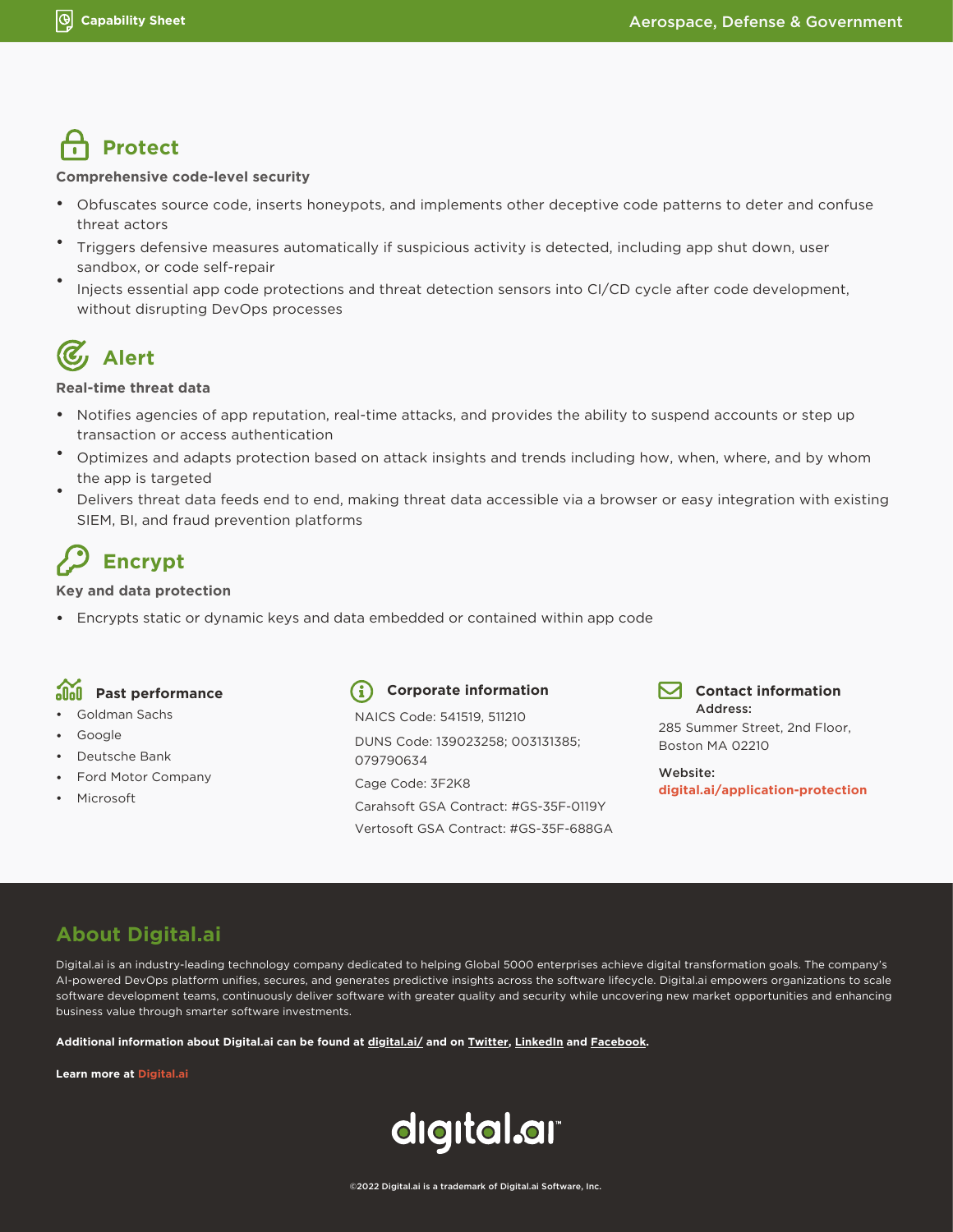## Protect

**Comprehensive code-level security**

- Obfuscates source code, inserts honeypots, and implements other deceptive code patterns to deter and confuse threat actors
- Triggers defensive measures automatically if suspicious activity is detected, including app shut down, user sandbox, or code self-repair
- Injects essential app code protections and threat detection sensors into CI/CD cycle after code development, without disrupting DevOps processes

## Alert

**Real-time threat data**

- Notifies agencies of app reputation, real-time attacks, and provides the ability to suspend accounts or step up transaction or access authentication
- Optimizes and adapts protection based on attack insights and trends including how, when, where, and by whom the app is targeted
- Delivers threat data feeds end to end, making threat data accessible via a browser or easy integration with existing SIEM, BI, and fraud prevention platforms

## Encrypt

**Key and data protection**

- Encrypts static or dynamic keys and data embedded or contained within app code

### Past performance

- Goldman Sachs
- Google
- Deutsche Bank
- Ford Motor Company
- Microsoft

### Corporate information

NAICS Code: 541519, 511210

DUNS Code: 139023258; 003131385; 079790634

Cage Code: 3F2K8

Carahsoft GSA Contract: #GS-35F-0119Y

Vertosoft GSA Contract: #GS-35F-688GA

### Contact information

**Address:**
285 Summer Street, 2nd Floor,
Boston MA 02210

**Website:**
digital.ai/application-protection

## About Digital.ai

Digital.ai is an industry-leading technology company dedicated to helping Global 5000 enterprises achieve digital transformation goals. The company's AI-powered DevOps platform unifies, secures, and generates predictive insights across the software lifecycle. Digital.ai empowers organizations to scale software development teams, continuously deliver software with greater quality and security while uncovering new market opportunities and enhancing business value through smarter software investments.

**Additional information about Digital.ai can be found at digital.ai/ and on Twitter, LinkedIn and Facebook.**

**Learn more at Digital.ai**

digital.ai

©2022 Digital.ai is a trademark of Digital.ai Software, Inc.